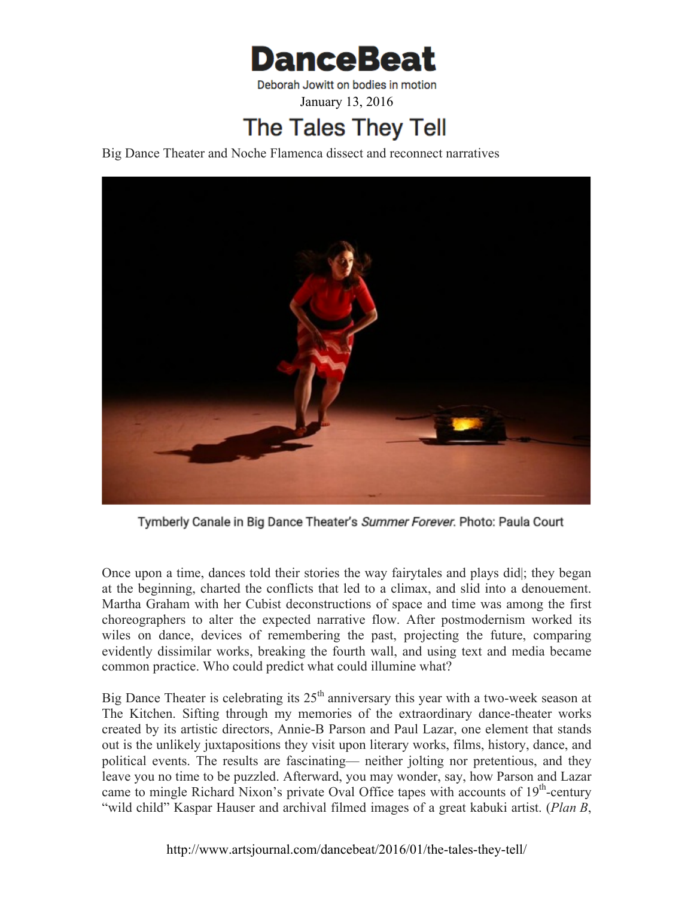# DanceBeat

Deborah Jowitt on bodies in motion

January 13, 2016

## The Tales They Tell

Big Dance Theater and Noche Flamenca dissect and reconnect narratives

Tymberly Canale in Big Dance Theater's *Summer Forever*. Photo: Paula Court

Once upon a time, dances told their stories the way fairytales and plays did|; they began at the beginning, charted the conflicts that led to a climax, and slid into a denouement. Martha Graham with her Cubist deconstructions of space and time was among the first choreographers to alter the expected narrative flow. After postmodernism worked its wiles on dance, devices of remembering the past, projecting the future, comparing evidently dissimilar works, breaking the fourth wall, and using text and media became common practice. Who could predict what could illumine what?

Big Dance Theater is celebrating its 25th anniversary this year with a two-week season at The Kitchen. Sifting through my memories of the extraordinary dance-theater works created by its artistic directors, Annie-B Parson and Paul Lazar, one element that stands out is the unlikely juxtapositions they visit upon literary works, films, history, dance, and political events. The results are fascinating— neither jolting nor pretentious, and they leave you no time to be puzzled. Afterward, you may wonder, say, how Parson and Lazar came to mingle Richard Nixon's private Oval Office tapes with accounts of 19th-century "wild child" Kaspar Hauser and archival filmed images of a great kabuki artist. (*Plan B*,

http://www.artsjournal.com/dancebeat/2016/01/the-tales-they-tell/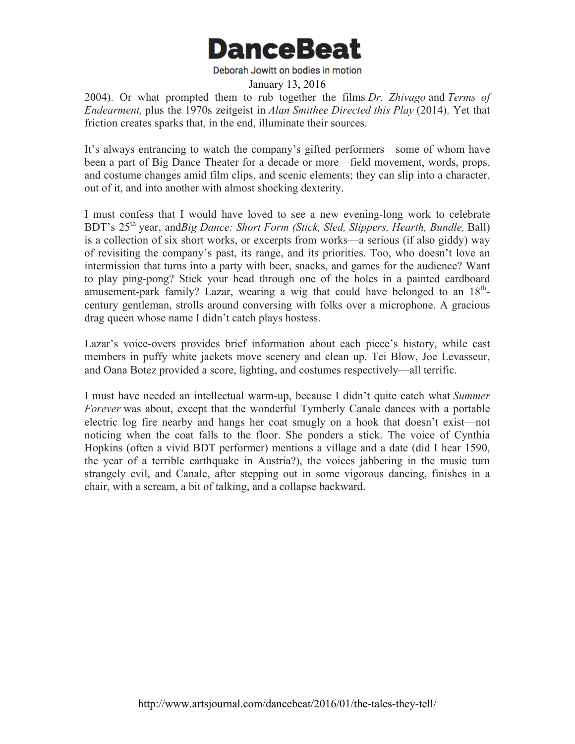2004). Or what prompted them to rub together the films *Dr. Zhivago* and *Terms of Endearment,* plus the 1970s zeitgeist in *Alan Smithee Directed this Play* (2014). Yet that friction creates sparks that, in the end, illuminate their sources.

It's always entrancing to watch the company's gifted performers—some of whom have been a part of Big Dance Theater for a decade or more—field movement, words, props, and costume changes amid film clips, and scenic elements; they can slip into a character, out of it, and into another with almost shocking dexterity.

I must confess that I would have loved to see a new evening-long work to celebrate BDT's 25th year, and*Big Dance: Short Form (Stick, Sled, Slippers, Hearth, Bundle,* Ball) is a collection of six short works, or excerpts from works—a serious (if also giddy) way of revisiting the company's past, its range, and its priorities. Too, who doesn't love an intermission that turns into a party with beer, snacks, and games for the audience? Want to play ping-pong? Stick your head through one of the holes in a painted cardboard amusement-park family? Lazar, wearing a wig that could have belonged to an 18th-century gentleman, strolls around conversing with folks over a microphone. A gracious drag queen whose name I didn't catch plays hostess.

Lazar's voice-overs provides brief information about each piece's history, while cast members in puffy white jackets move scenery and clean up. Tei Blow, Joe Levasseur, and Oana Botez provided a score, lighting, and costumes respectively—all terrific.

I must have needed an intellectual warm-up, because I didn't quite catch what *Summer Forever* was about, except that the wonderful Tymberly Canale dances with a portable electric log fire nearby and hangs her coat smugly on a hook that doesn't exist—not noticing when the coat falls to the floor. She ponders a stick. The voice of Cynthia Hopkins (often a vivid BDT performer) mentions a village and a date (did I hear 1590, the year of a terrible earthquake in Austria?), the voices jabbering in the music turn strangely evil, and Canale, after stepping out in some vigorous dancing, finishes in a chair, with a scream, a bit of talking, and a collapse backward.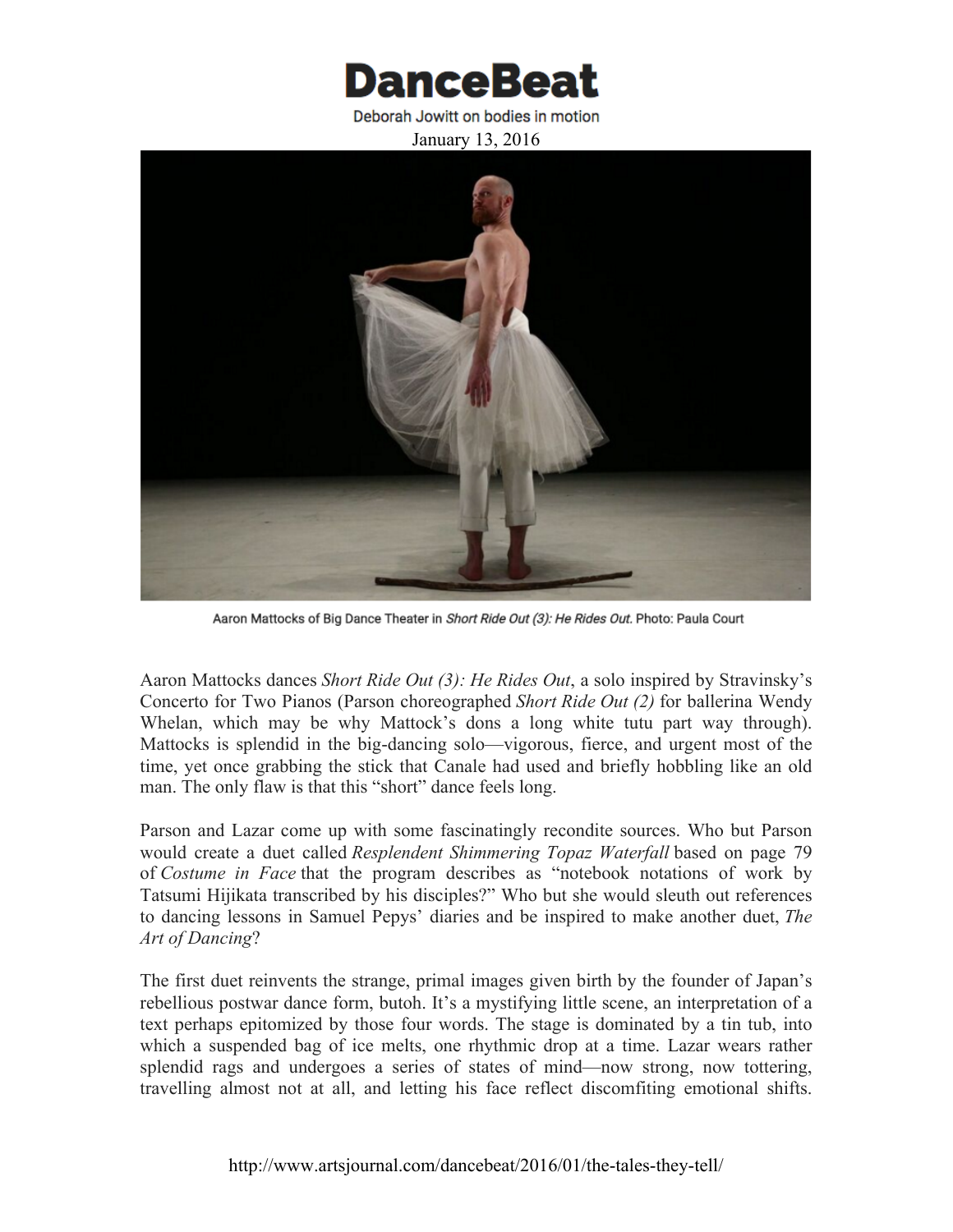# DanceBeat

Deborah Jowitt on bodies in motion

January 13, 2016

Aaron Mattocks of Big Dance Theater in *Short Ride Out (3): He Rides Out*. Photo: Paula Court

Aaron Mattocks dances *Short Ride Out (3): He Rides Out*, a solo inspired by Stravinsky's Concerto for Two Pianos (Parson choreographed *Short Ride Out (2)* for ballerina Wendy Whelan, which may be why Mattock's dons a long white tutu part way through). Mattocks is splendid in the big-dancing solo—vigorous, fierce, and urgent most of the time, yet once grabbing the stick that Canale had used and briefly hobbling like an old man. The only flaw is that this "short" dance feels long.

Parson and Lazar come up with some fascinatingly recondite sources. Who but Parson would create a duet called *Resplendent Shimmering Topaz Waterfall* based on page 79 of *Costume in Face* that the program describes as "notebook notations of work by Tatsumi Hijikata transcribed by his disciples?" Who but she would sleuth out references to dancing lessons in Samuel Pepys' diaries and be inspired to make another duet, *The Art of Dancing*?

The first duet reinvents the strange, primal images given birth by the founder of Japan's rebellious postwar dance form, butoh. It's a mystifying little scene, an interpretation of a text perhaps epitomized by those four words. The stage is dominated by a tin tub, into which a suspended bag of ice melts, one rhythmic drop at a time. Lazar wears rather splendid rags and undergoes a series of states of mind—now strong, now tottering, travelling almost not at all, and letting his face reflect discomfiting emotional shifts.

http://www.artsjournal.com/dancebeat/2016/01/the-tales-they-tell/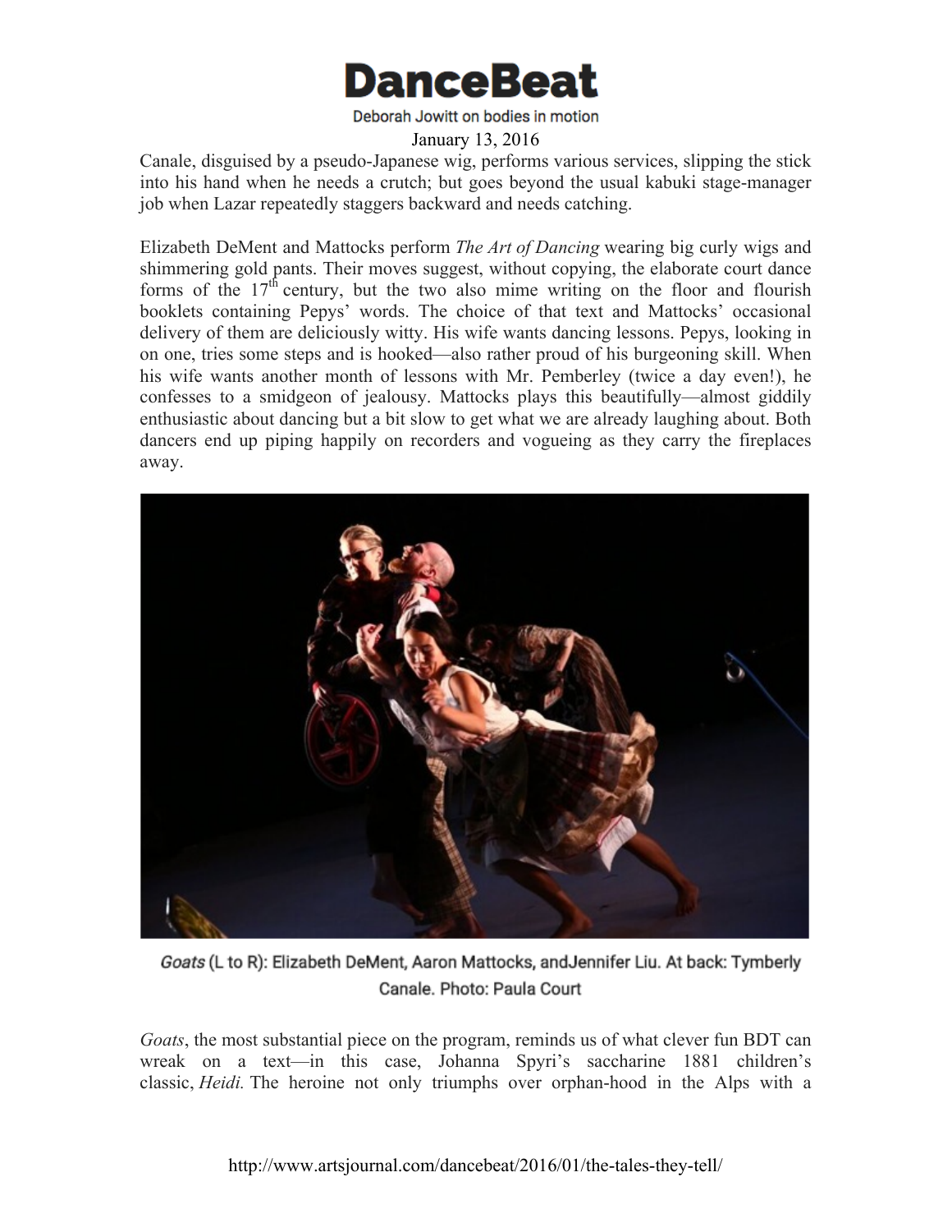Canale, disguised by a pseudo-Japanese wig, performs various services, slipping the stick into his hand when he needs a crutch; but goes beyond the usual kabuki stage-manager job when Lazar repeatedly staggers backward and needs catching.

Elizabeth DeMent and Mattocks perform *The Art of Dancing* wearing big curly wigs and shimmering gold pants. Their moves suggest, without copying, the elaborate court dance forms of the 17th century, but the two also mime writing on the floor and flourish booklets containing Pepys' words. The choice of that text and Mattocks' occasional delivery of them are deliciously witty. His wife wants dancing lessons. Pepys, looking in on one, tries some steps and is hooked—also rather proud of his burgeoning skill. When his wife wants another month of lessons with Mr. Pemberley (twice a day even!), he confesses to a smidgeon of jealousy. Mattocks plays this beautifully—almost giddily enthusiastic about dancing but a bit slow to get what we are already laughing about. Both dancers end up piping happily on recorders and vogueing as they carry the fireplaces away.

*Goats* (L to R): Elizabeth DeMent, Aaron Mattocks, andJennifer Liu. At back: Tymberly Canale. Photo: Paula Court

*Goats*, the most substantial piece on the program, reminds us of what clever fun BDT can wreak on a text—in this case, Johanna Spyri's saccharine 1881 children's classic, *Heidi.* The heroine not only triumphs over orphan-hood in the Alps with a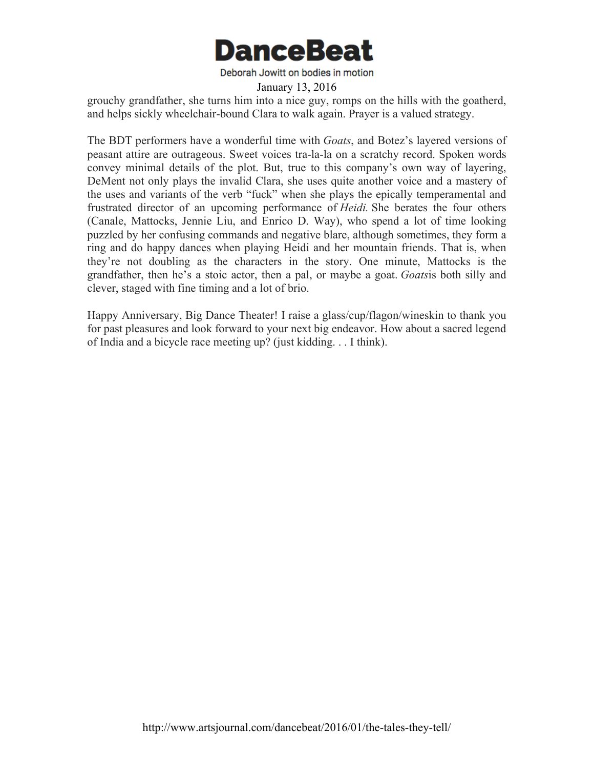grouchy grandfather, she turns him into a nice guy, romps on the hills with the goatherd, and helps sickly wheelchair-bound Clara to walk again. Prayer is a valued strategy.

The BDT performers have a wonderful time with *Goats*, and Botez's layered versions of peasant attire are outrageous. Sweet voices tra-la-la on a scratchy record. Spoken words convey minimal details of the plot. But, true to this company's own way of layering, DeMent not only plays the invalid Clara, she uses quite another voice and a mastery of the uses and variants of the verb "fuck" when she plays the epically temperamental and frustrated director of an upcoming performance of *Heidi.* She berates the four others (Canale, Mattocks, Jennie Liu, and Enrico D. Way), who spend a lot of time looking puzzled by her confusing commands and negative blare, although sometimes, they form a ring and do happy dances when playing Heidi and her mountain friends. That is, when they're not doubling as the characters in the story. One minute, Mattocks is the grandfather, then he's a stoic actor, then a pal, or maybe a goat. *Goats*is both silly and clever, staged with fine timing and a lot of brio.

Happy Anniversary, Big Dance Theater! I raise a glass/cup/flagon/wineskin to thank you for past pleasures and look forward to your next big endeavor. How about a sacred legend of India and a bicycle race meeting up? (just kidding. . . I think).